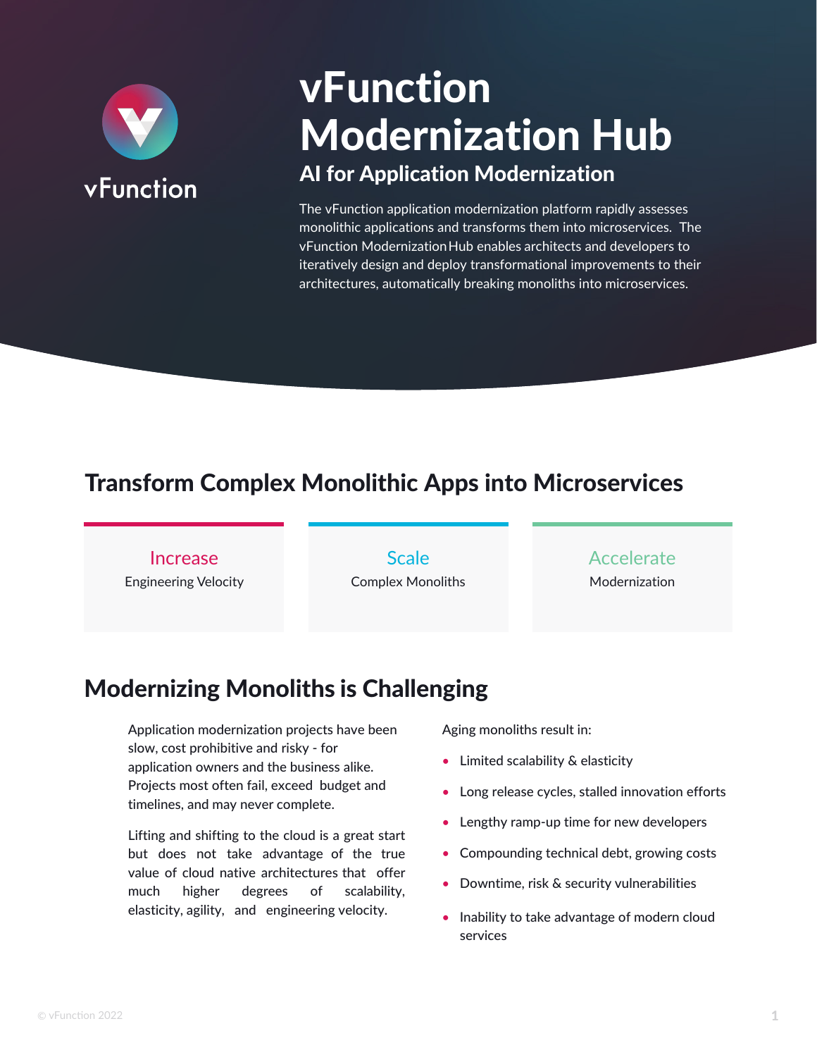vFunction

# vFunction Modernization Hub

## AI for Application Modernization

The vFunction application modernization platform rapidly assesses monolithic applications and transforms them into microservices. The vFunction Modernization Hub enables architects and developers to iteratively design and deploy transformational improvements to their architectures, automatically breaking monoliths into microservices.

## Transform Complex Monolithic Apps into Microservices

**Increase**
Engineering Velocity

**Scale**
Complex Monoliths

**Accelerate**
Modernization

## Modernizing Monoliths is Challenging

Application modernization projects have been slow, cost prohibitive and risky - for application owners and the business alike. Projects most often fail, exceed budget and timelines, and may never complete.

Lifting and shifting to the cloud is a great start but does not take advantage of the true value of cloud native architectures that offer much higher degrees of scalability, elasticity, agility, and engineering velocity.

Aging monoliths result in:

- Limited scalability & elasticity
- Long release cycles, stalled innovation efforts
- Lengthy ramp-up time for new developers
- Compounding technical debt, growing costs
- Downtime, risk & security vulnerabilities
- Inability to take advantage of modern cloud services

© vFunction 2022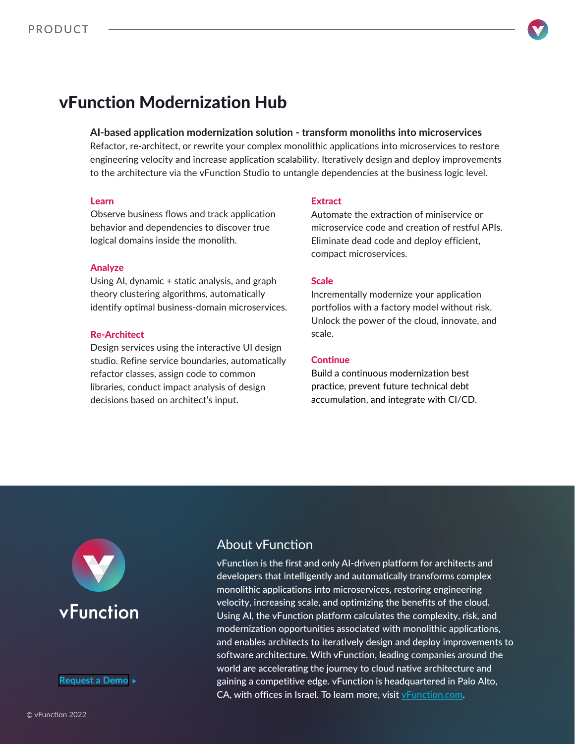# vFunction Modernization Hub

**AI-based application modernization solution - transform monoliths into microservices**

Refactor, re-architect, or rewrite your complex monolithic applications into microservices to restore engineering velocity and increase application scalability. Iteratively design and deploy improvements to the architecture via the vFunction Studio to untangle dependencies at the business logic level.

**Learn**

Observe business flows and track application behavior and dependencies to discover true logical domains inside the monolith.

**Analyze**

Using AI, dynamic + static analysis, and graph theory clustering algorithms, automatically identify optimal business-domain microservices.

**Re-Architect**

Design services using the interactive UI design studio. Refine service boundaries, automatically refactor classes, assign code to common libraries, conduct impact analysis of design decisions based on architect's input.

**Extract**

Automate the extraction of miniservice or microservice code and creation of restful APIs. Eliminate dead code and deploy efficient, compact microservices.

**Scale**

Incrementally modernize your application portfolios with a factory model without risk. Unlock the power of the cloud, innovate, and scale.

**Continue**

Build a continuous modernization best practice, prevent future technical debt accumulation, and integrate with CI/CD.

vFunction

Request a Demo ▸

## About vFunction

vFunction is the first and only AI-driven platform for architects and developers that intelligently and automatically transforms complex monolithic applications into microservices, restoring engineering velocity, increasing scale, and optimizing the benefits of the cloud. Using AI, the vFunction platform calculates the complexity, risk, and modernization opportunities associated with monolithic applications, and enables architects to iteratively design and deploy improvements to software architecture. With vFunction, leading companies around the world are accelerating the journey to cloud native architecture and gaining a competitive edge. vFunction is headquartered in Palo Alto, CA, with offices in Israel. To learn more, visit vFunction.com.

© vFunction 2022